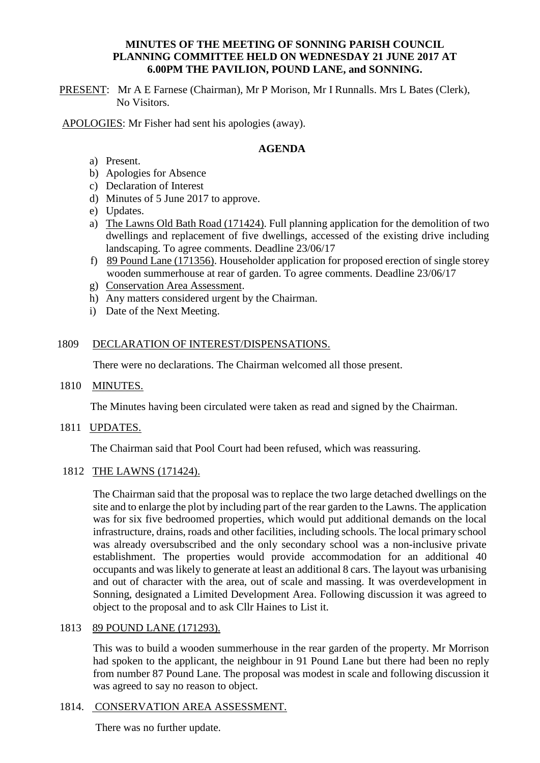**MINUTES OF THE MEETING OF SONNING PARISH COUNCIL PLANNING COMMITTEE HELD ON WEDNESDAY 21 JUNE 2017 AT 6.00PM THE PAVILION, POUND LANE, and SONNING.**

PRESENT: Mr A E Farnese (Chairman), Mr P Morison, Mr I Runnalls. Mrs L Bates (Clerk), No Visitors.

APOLOGIES: Mr Fisher had sent his apologies (away).

**AGENDA**

a) Present.
b) Apologies for Absence
c) Declaration of Interest
d) Minutes of 5 June 2017 to approve.
e) Updates.
a) The Lawns Old Bath Road (171424). Full planning application for the demolition of two dwellings and replacement of five dwellings, accessed of the existing drive including landscaping. To agree comments. Deadline 23/06/17
f) 89 Pound Lane (171356). Householder application for proposed erection of single storey wooden summerhouse at rear of garden. To agree comments. Deadline 23/06/17
g) Conservation Area Assessment.
h) Any matters considered urgent by the Chairman.
i) Date of the Next Meeting.

1809 DECLARATION OF INTEREST/DISPENSATIONS.

There were no declarations. The Chairman welcomed all those present.

1810 MINUTES.

The Minutes having been circulated were taken as read and signed by the Chairman.

1811 UPDATES.

The Chairman said that Pool Court had been refused, which was reassuring.

1812 THE LAWNS (171424).

The Chairman said that the proposal was to replace the two large detached dwellings on the site and to enlarge the plot by including part of the rear garden to the Lawns. The application was for six five bedroomed properties, which would put additional demands on the local infrastructure, drains, roads and other facilities, including schools. The local primary school was already oversubscribed and the only secondary school was a non-inclusive private establishment. The properties would provide accommodation for an additional 40 occupants and was likely to generate at least an additional 8 cars. The layout was urbanising and out of character with the area, out of scale and massing. It was overdevelopment in Sonning, designated a Limited Development Area. Following discussion it was agreed to object to the proposal and to ask Cllr Haines to List it.

1813 89 POUND LANE (171293).

This was to build a wooden summerhouse in the rear garden of the property. Mr Morrison had spoken to the applicant, the neighbour in 91 Pound Lane but there had been no reply from number 87 Pound Lane. The proposal was modest in scale and following discussion it was agreed to say no reason to object.

1814. CONSERVATION AREA ASSESSMENT.

There was no further update.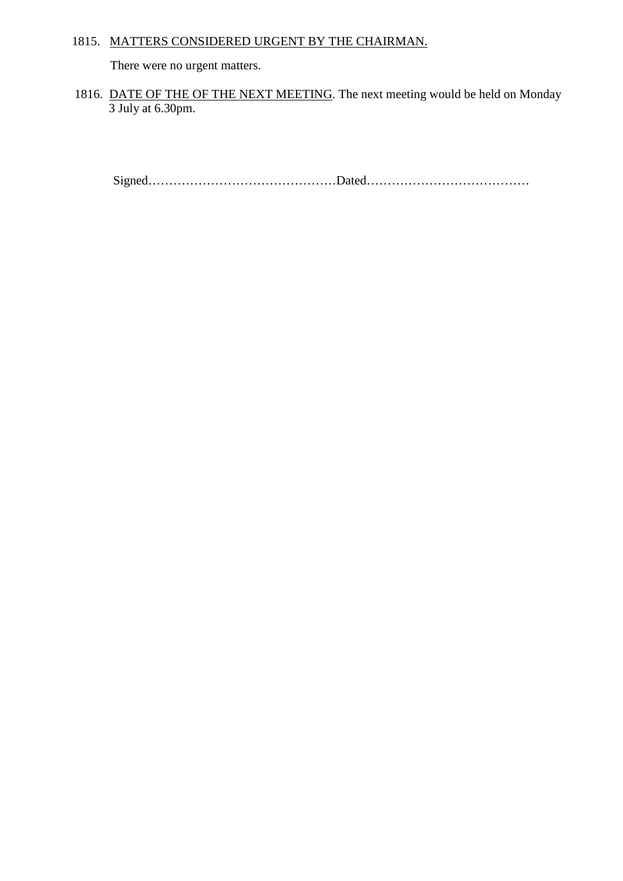1815. MATTERS CONSIDERED URGENT BY THE CHAIRMAN.

There were no urgent matters.

1816. DATE OF THE OF THE NEXT MEETING. The next meeting would be held on Monday 3 July at 6.30pm.

Signed………………………………………Dated…………………………………